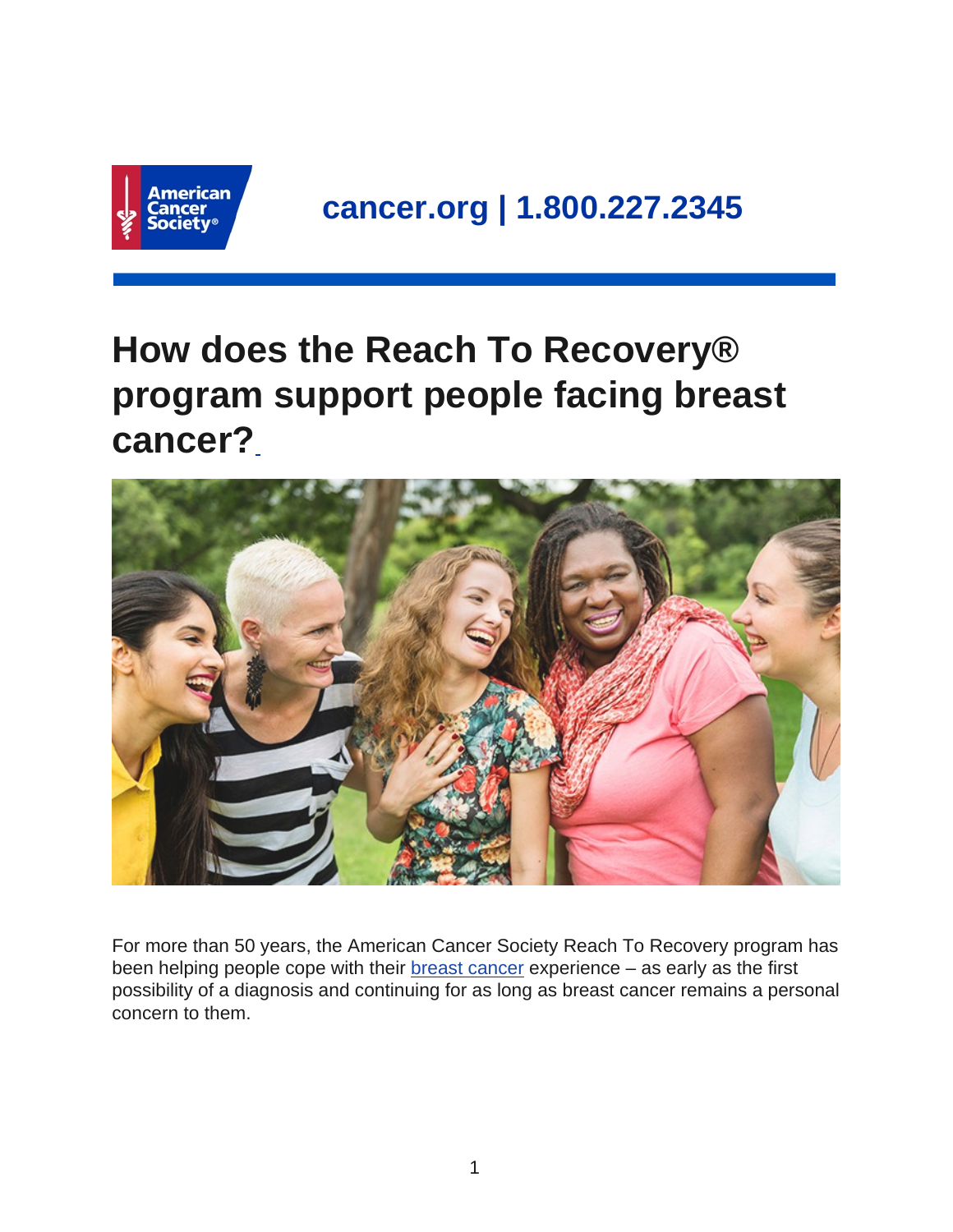cancer.org | 1.800.227.2345

# How does the Reach To Recovery® program support people facing breast cancer?

For more than 50 years, the American Cancer Society Reach To Recovery program has been helping people cope with their breast cancer experience – as early as the first possibility of a diagnosis and continuing for as long as breast cancer remains a personal concern to them.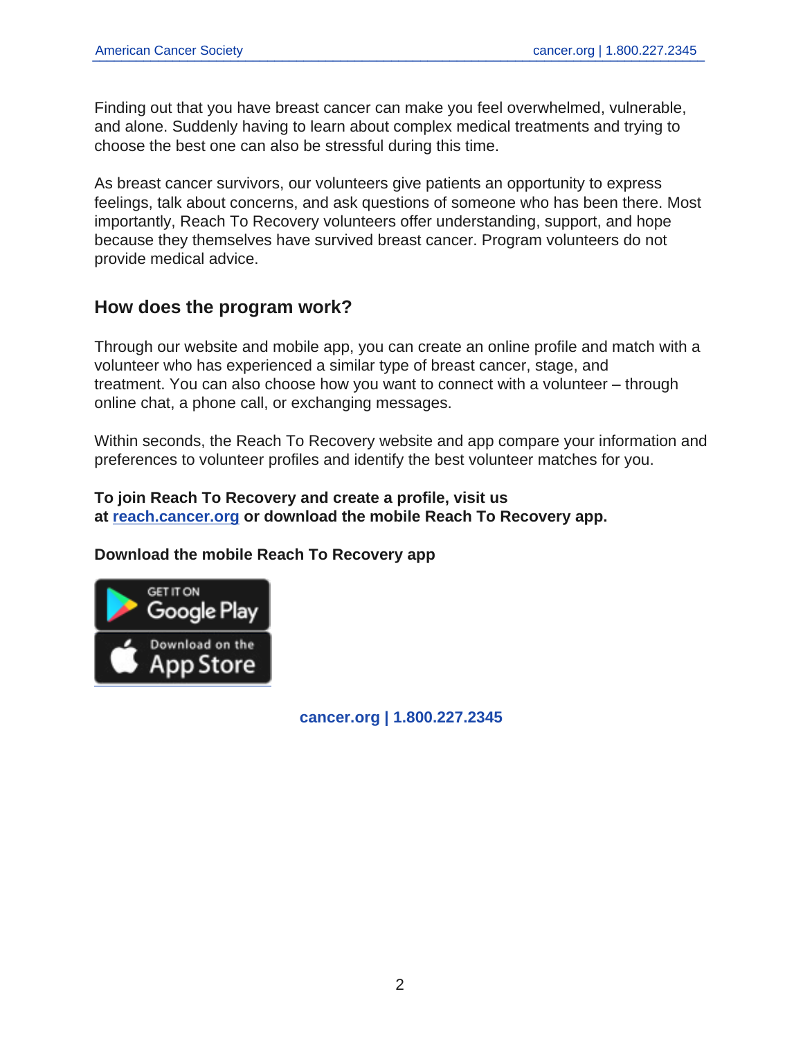Finding out that you have breast cancer can make you feel overwhelmed, vulnerable, and alone. Suddenly having to learn about complex medical treatments and trying to choose the best one can also be stressful during this time.

As breast cancer survivors, our volunteers give patients an opportunity to express feelings, talk about concerns, and ask questions of someone who has been there. Most importantly, Reach To Recovery volunteers offer understanding, support, and hope because they themselves have survived breast cancer. Program volunteers do not provide medical advice.

## How does the program work?

Through our website and mobile app, you can create an online profile and match with a volunteer who has experienced a similar type of breast cancer, stage, and treatment. You can also choose how you want to connect with a volunteer – through online chat, a phone call, or exchanging messages.

Within seconds, the Reach To Recovery website and app compare your information and preferences to volunteer profiles and identify the best volunteer matches for you.

**To join Reach To Recovery and create a profile, visit us at reach.cancer.org or download the mobile Reach To Recovery app.**

**Download the mobile Reach To Recovery app**

GET IT ON Google Play

Download on the App Store

**cancer.org | 1.800.227.2345**